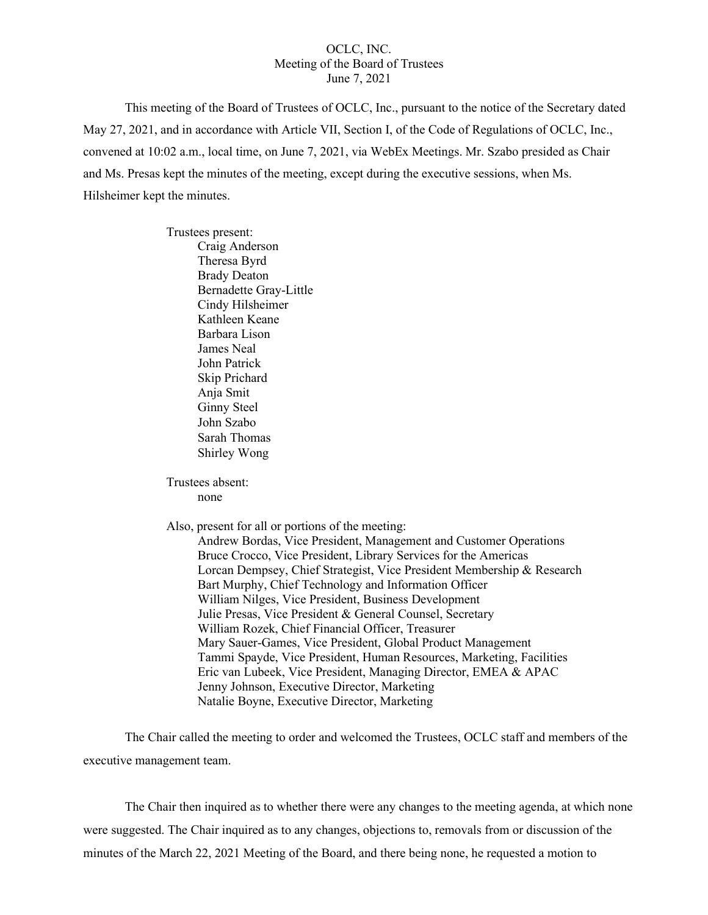OCLC, INC.
Meeting of the Board of Trustees
June 7, 2021

This meeting of the Board of Trustees of OCLC, Inc., pursuant to the notice of the Secretary dated May 27, 2021, and in accordance with Article VII, Section I, of the Code of Regulations of OCLC, Inc., convened at 10:02 a.m., local time, on June 7, 2021, via WebEx Meetings. Mr. Szabo presided as Chair and Ms. Presas kept the minutes of the meeting, except during the executive sessions, when Ms. Hilsheimer kept the minutes.

Trustees present:
- Craig Anderson
- Theresa Byrd
- Brady Deaton
- Bernadette Gray-Little
- Cindy Hilsheimer
- Kathleen Keane
- Barbara Lison
- James Neal
- John Patrick
- Skip Prichard
- Anja Smit
- Ginny Steel
- John Szabo
- Sarah Thomas
- Shirley Wong

Trustees absent:
- none

Also, present for all or portions of the meeting:
- Andrew Bordas, Vice President, Management and Customer Operations
- Bruce Crocco, Vice President, Library Services for the Americas
- Lorcan Dempsey, Chief Strategist, Vice President Membership & Research
- Bart Murphy, Chief Technology and Information Officer
- William Nilges, Vice President, Business Development
- Julie Presas, Vice President & General Counsel, Secretary
- William Rozek, Chief Financial Officer, Treasurer
- Mary Sauer-Games, Vice President, Global Product Management
- Tammi Spayde, Vice President, Human Resources, Marketing, Facilities
- Eric van Lubeek, Vice President, Managing Director, EMEA & APAC
- Jenny Johnson, Executive Director, Marketing
- Natalie Boyne, Executive Director, Marketing

The Chair called the meeting to order and welcomed the Trustees, OCLC staff and members of the executive management team.

The Chair then inquired as to whether there were any changes to the meeting agenda, at which none were suggested. The Chair inquired as to any changes, objections to, removals from or discussion of the minutes of the March 22, 2021 Meeting of the Board, and there being none, he requested a motion to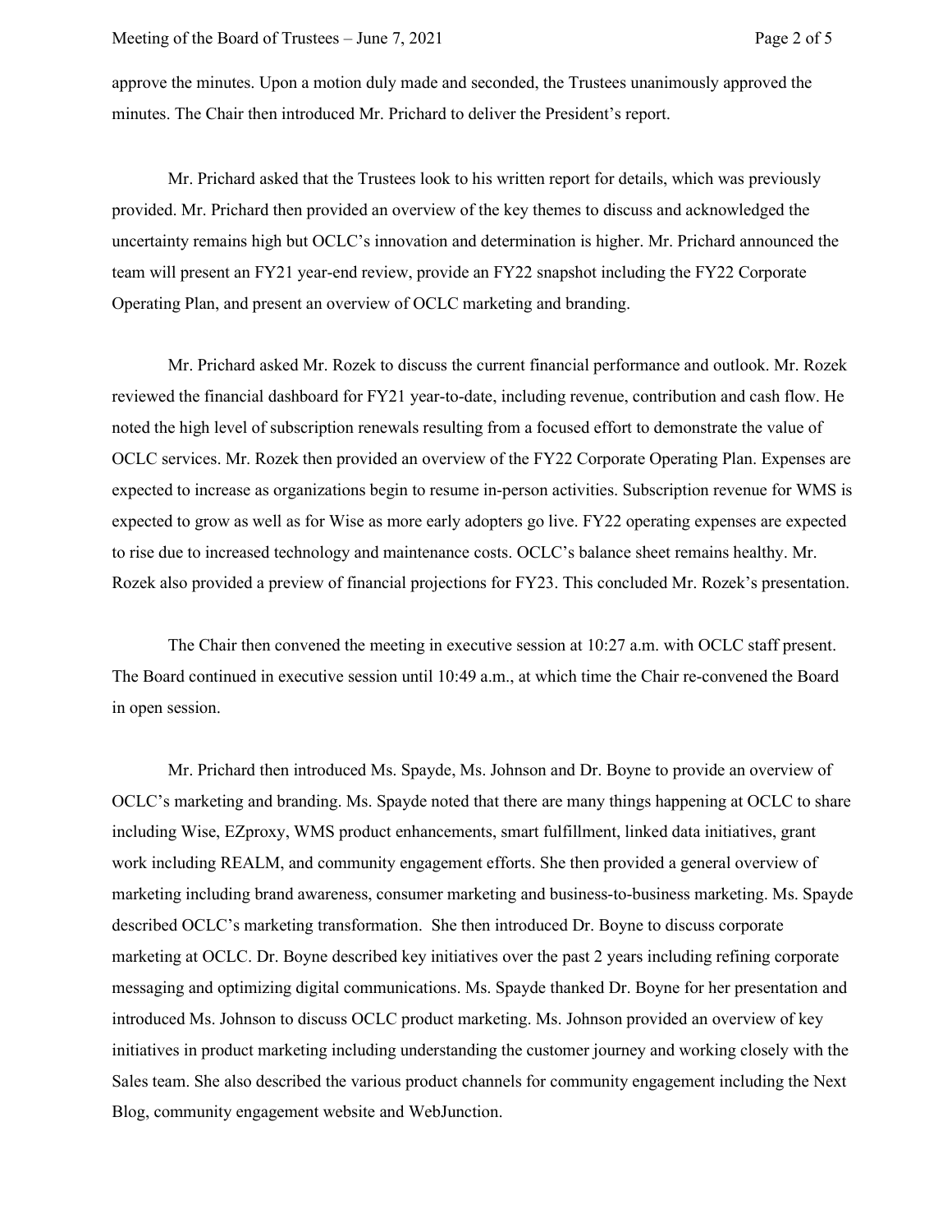approve the minutes. Upon a motion duly made and seconded, the Trustees unanimously approved the minutes. The Chair then introduced Mr. Prichard to deliver the President's report.

Mr. Prichard asked that the Trustees look to his written report for details, which was previously provided. Mr. Prichard then provided an overview of the key themes to discuss and acknowledged the uncertainty remains high but OCLC's innovation and determination is higher. Mr. Prichard announced the team will present an FY21 year-end review, provide an FY22 snapshot including the FY22 Corporate Operating Plan, and present an overview of OCLC marketing and branding.

Mr. Prichard asked Mr. Rozek to discuss the current financial performance and outlook. Mr. Rozek reviewed the financial dashboard for FY21 year-to-date, including revenue, contribution and cash flow. He noted the high level of subscription renewals resulting from a focused effort to demonstrate the value of OCLC services. Mr. Rozek then provided an overview of the FY22 Corporate Operating Plan. Expenses are expected to increase as organizations begin to resume in-person activities. Subscription revenue for WMS is expected to grow as well as for Wise as more early adopters go live. FY22 operating expenses are expected to rise due to increased technology and maintenance costs. OCLC's balance sheet remains healthy. Mr. Rozek also provided a preview of financial projections for FY23. This concluded Mr. Rozek's presentation.

The Chair then convened the meeting in executive session at 10:27 a.m. with OCLC staff present. The Board continued in executive session until 10:49 a.m., at which time the Chair re-convened the Board in open session.

Mr. Prichard then introduced Ms. Spayde, Ms. Johnson and Dr. Boyne to provide an overview of OCLC's marketing and branding. Ms. Spayde noted that there are many things happening at OCLC to share including Wise, EZproxy, WMS product enhancements, smart fulfillment, linked data initiatives, grant work including REALM, and community engagement efforts. She then provided a general overview of marketing including brand awareness, consumer marketing and business-to-business marketing. Ms. Spayde described OCLC's marketing transformation. She then introduced Dr. Boyne to discuss corporate marketing at OCLC. Dr. Boyne described key initiatives over the past 2 years including refining corporate messaging and optimizing digital communications. Ms. Spayde thanked Dr. Boyne for her presentation and introduced Ms. Johnson to discuss OCLC product marketing. Ms. Johnson provided an overview of key initiatives in product marketing including understanding the customer journey and working closely with the Sales team. She also described the various product channels for community engagement including the Next Blog, community engagement website and WebJunction.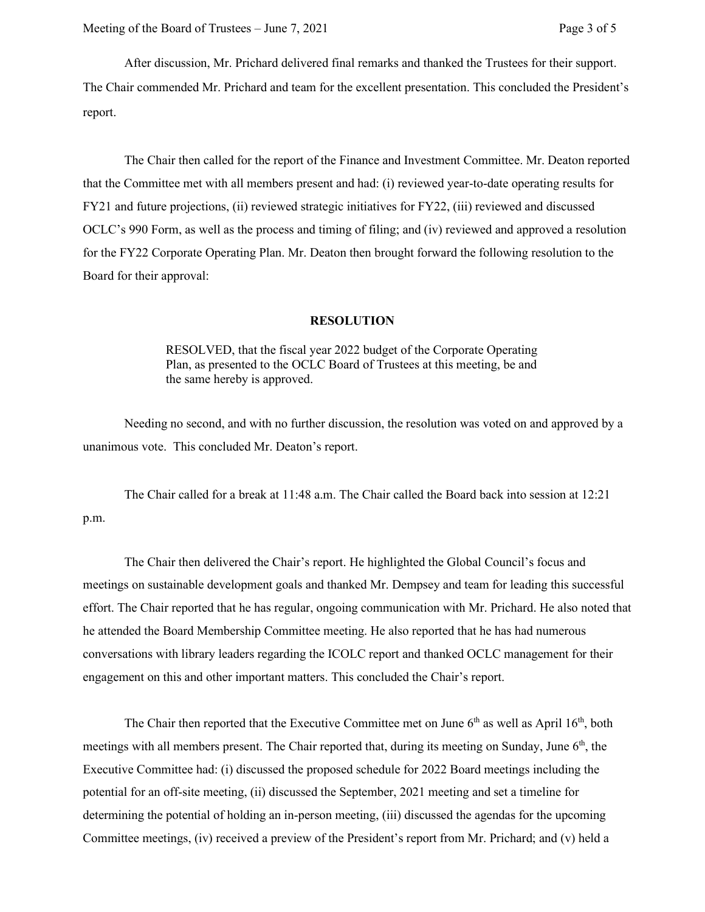After discussion, Mr. Prichard delivered final remarks and thanked the Trustees for their support. The Chair commended Mr. Prichard and team for the excellent presentation. This concluded the President's report.

The Chair then called for the report of the Finance and Investment Committee. Mr. Deaton reported that the Committee met with all members present and had: (i) reviewed year-to-date operating results for FY21 and future projections, (ii) reviewed strategic initiatives for FY22, (iii) reviewed and discussed OCLC's 990 Form, as well as the process and timing of filing; and (iv) reviewed and approved a resolution for the FY22 Corporate Operating Plan. Mr. Deaton then brought forward the following resolution to the Board for their approval:

**RESOLUTION**

> RESOLVED, that the fiscal year 2022 budget of the Corporate Operating Plan, as presented to the OCLC Board of Trustees at this meeting, be and the same hereby is approved.

Needing no second, and with no further discussion, the resolution was voted on and approved by a unanimous vote. This concluded Mr. Deaton's report.

The Chair called for a break at 11:48 a.m. The Chair called the Board back into session at 12:21 p.m.

The Chair then delivered the Chair's report. He highlighted the Global Council's focus and meetings on sustainable development goals and thanked Mr. Dempsey and team for leading this successful effort. The Chair reported that he has regular, ongoing communication with Mr. Prichard. He also noted that he attended the Board Membership Committee meeting. He also reported that he has had numerous conversations with library leaders regarding the ICOLC report and thanked OCLC management for their engagement on this and other important matters. This concluded the Chair's report.

The Chair then reported that the Executive Committee met on June 6th as well as April 16th, both meetings with all members present. The Chair reported that, during its meeting on Sunday, June 6th, the Executive Committee had: (i) discussed the proposed schedule for 2022 Board meetings including the potential for an off-site meeting, (ii) discussed the September, 2021 meeting and set a timeline for determining the potential of holding an in-person meeting, (iii) discussed the agendas for the upcoming Committee meetings, (iv) received a preview of the President's report from Mr. Prichard; and (v) held a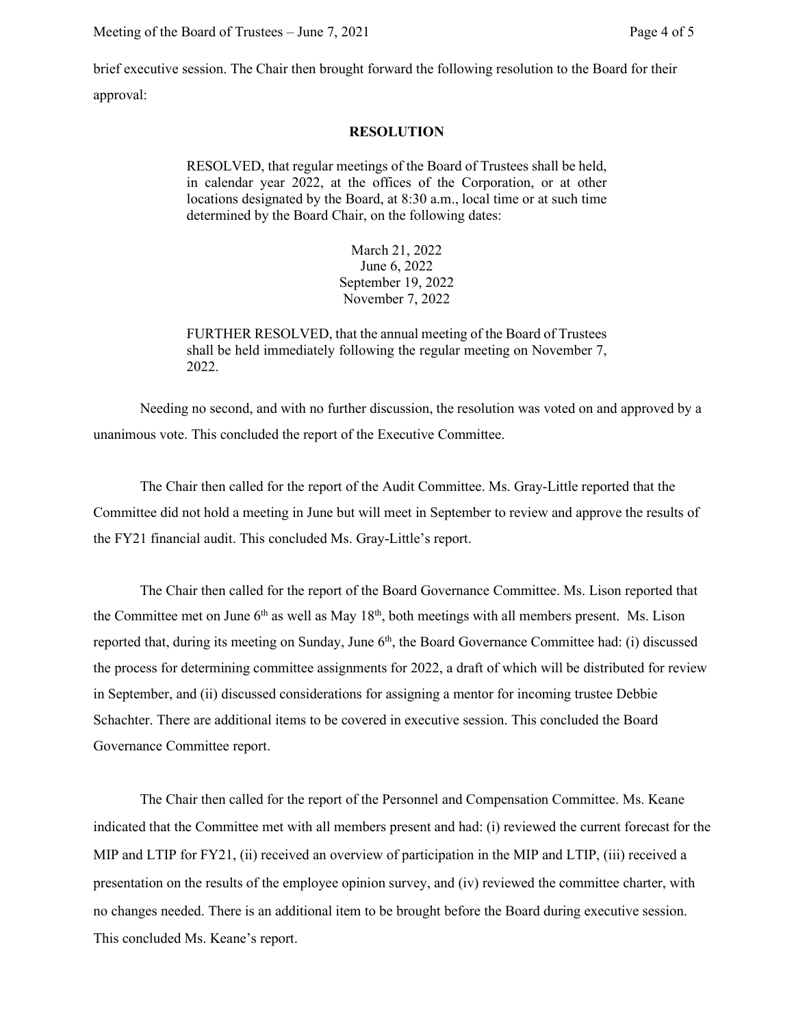brief executive session. The Chair then brought forward the following resolution to the Board for their approval:

**RESOLUTION**

> RESOLVED, that regular meetings of the Board of Trustees shall be held, in calendar year 2022, at the offices of the Corporation, or at other locations designated by the Board, at 8:30 a.m., local time or at such time determined by the Board Chair, on the following dates:
>
> March 21, 2022
> June 6, 2022
> September 19, 2022
> November 7, 2022
>
> FURTHER RESOLVED, that the annual meeting of the Board of Trustees shall be held immediately following the regular meeting on November 7, 2022.

Needing no second, and with no further discussion, the resolution was voted on and approved by a unanimous vote. This concluded the report of the Executive Committee.

The Chair then called for the report of the Audit Committee. Ms. Gray-Little reported that the Committee did not hold a meeting in June but will meet in September to review and approve the results of the FY21 financial audit. This concluded Ms. Gray-Little's report.

The Chair then called for the report of the Board Governance Committee. Ms. Lison reported that the Committee met on June 6th as well as May 18th, both meetings with all members present. Ms. Lison reported that, during its meeting on Sunday, June 6th, the Board Governance Committee had: (i) discussed the process for determining committee assignments for 2022, a draft of which will be distributed for review in September, and (ii) discussed considerations for assigning a mentor for incoming trustee Debbie Schachter. There are additional items to be covered in executive session. This concluded the Board Governance Committee report.

The Chair then called for the report of the Personnel and Compensation Committee. Ms. Keane indicated that the Committee met with all members present and had: (i) reviewed the current forecast for the MIP and LTIP for FY21, (ii) received an overview of participation in the MIP and LTIP, (iii) received a presentation on the results of the employee opinion survey, and (iv) reviewed the committee charter, with no changes needed. There is an additional item to be brought before the Board during executive session. This concluded Ms. Keane's report.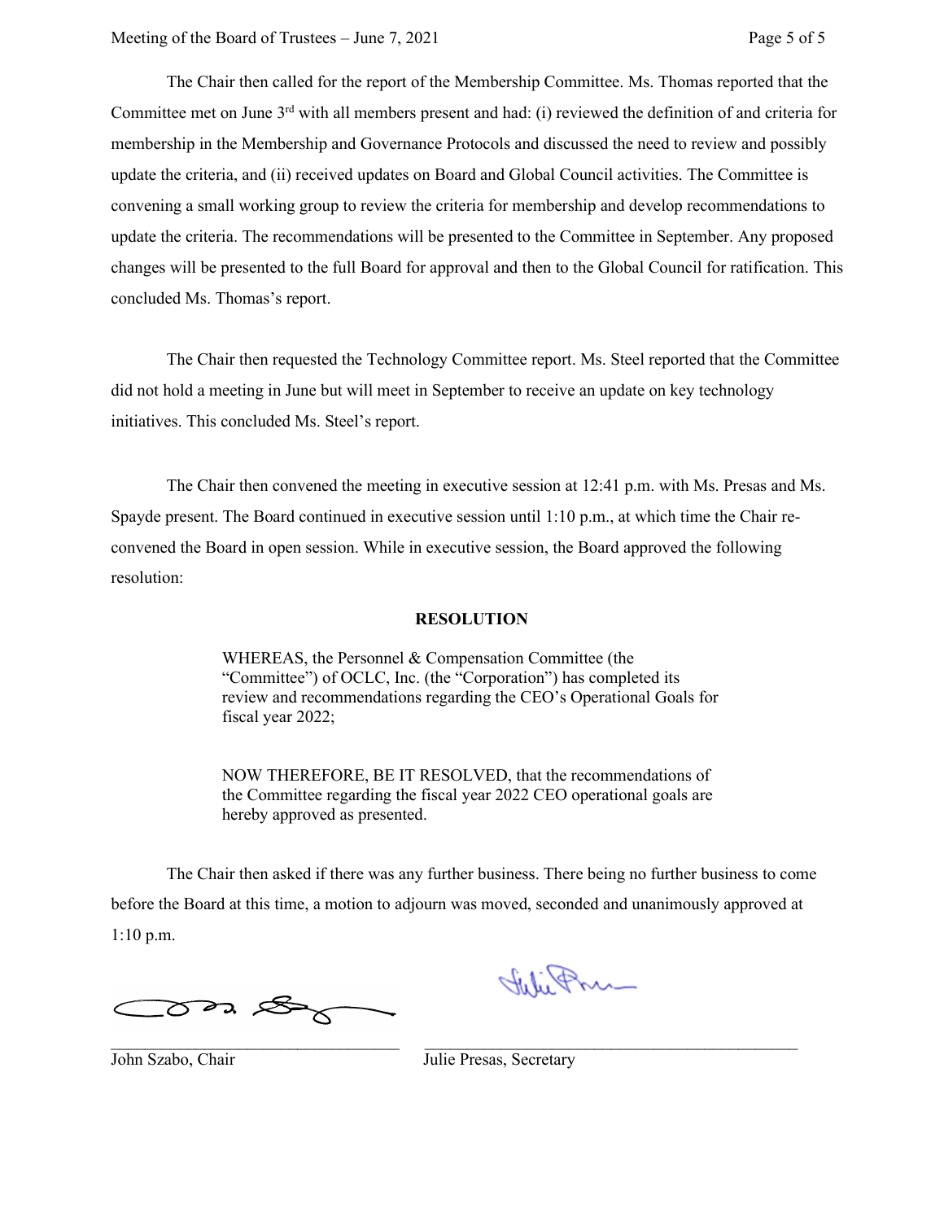The Chair then called for the report of the Membership Committee. Ms. Thomas reported that the Committee met on June 3rd with all members present and had: (i) reviewed the definition of and criteria for membership in the Membership and Governance Protocols and discussed the need to review and possibly update the criteria, and (ii) received updates on Board and Global Council activities. The Committee is convening a small working group to review the criteria for membership and develop recommendations to update the criteria. The recommendations will be presented to the Committee in September. Any proposed changes will be presented to the full Board for approval and then to the Global Council for ratification. This concluded Ms. Thomas's report.

The Chair then requested the Technology Committee report. Ms. Steel reported that the Committee did not hold a meeting in June but will meet in September to receive an update on key technology initiatives. This concluded Ms. Steel's report.

The Chair then convened the meeting in executive session at 12:41 p.m. with Ms. Presas and Ms. Spayde present. The Board continued in executive session until 1:10 p.m., at which time the Chair re-convened the Board in open session. While in executive session, the Board approved the following resolution:

**RESOLUTION**

> WHEREAS, the Personnel & Compensation Committee (the "Committee") of OCLC, Inc. (the "Corporation") has completed its review and recommendations regarding the CEO's Operational Goals for fiscal year 2022;
>
> NOW THEREFORE, BE IT RESOLVED, that the recommendations of the Committee regarding the fiscal year 2022 CEO operational goals are hereby approved as presented.

The Chair then asked if there was any further business. There being no further business to come before the Board at this time, a motion to adjourn was moved, seconded and unanimously approved at 1:10 p.m.

\_\_\_\_\_\_\_\_\_\_\_\_\_\_\_\_\_\_\_\_\_\_\_\_\_\_\_\_\_\_\_\_\_\_
John Szabo, Chair

\_\_\_\_\_\_\_\_\_\_\_\_\_\_\_\_\_\_\_\_\_\_\_\_\_\_\_\_\_\_\_\_\_\_
Julie Presas, Secretary